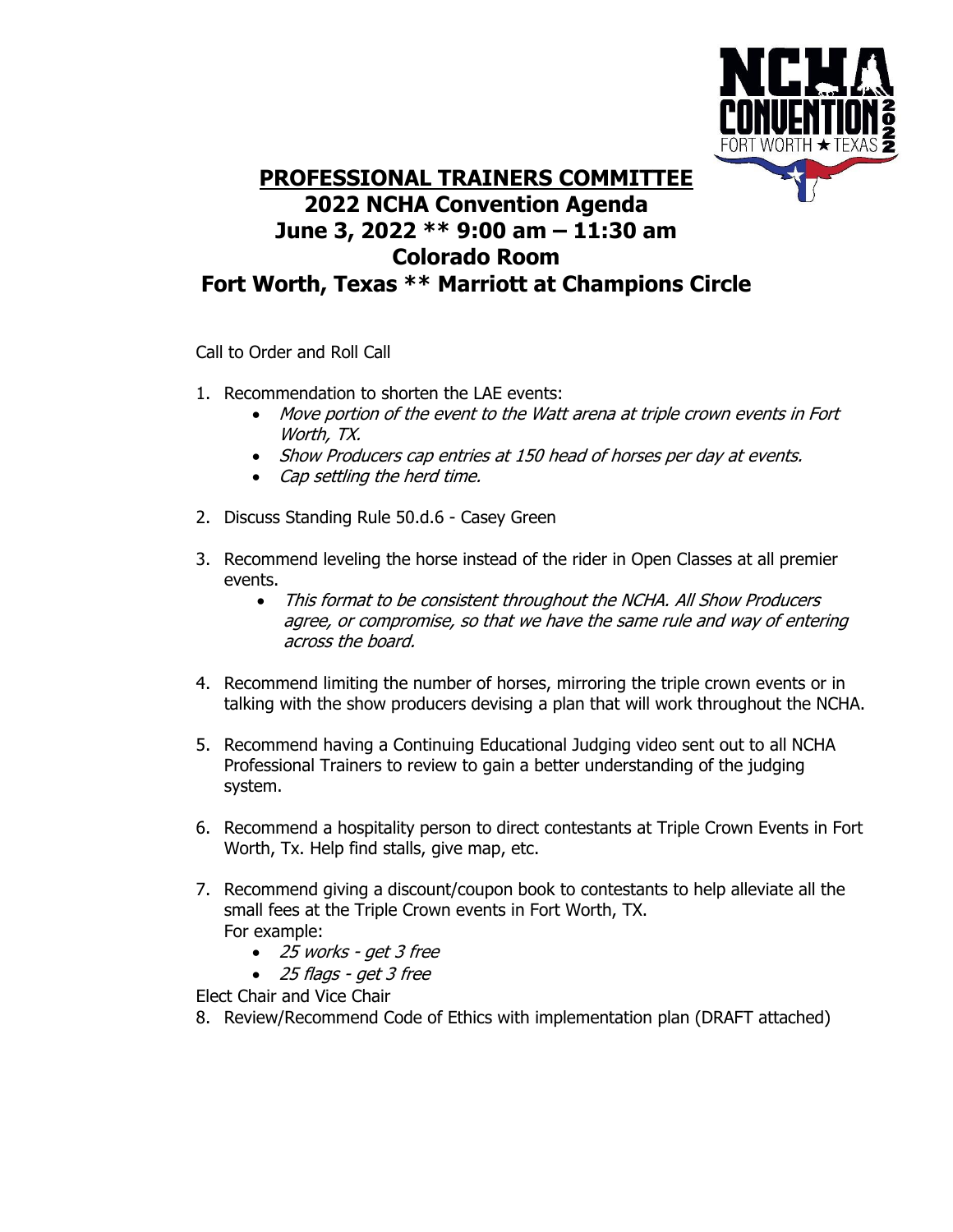# PROFESSIONAL TRAINERS COMMITTEE

## 2022 NCHA Convention Agenda
## June 3, 2022 ** 9:00 am – 11:30 am
## Colorado Room
## Fort Worth, Texas ** Marriott at Champions Circle

Call to Order and Roll Call

1. Recommendation to shorten the LAE events:
   - *Move portion of the event to the Watt arena at triple crown events in Fort Worth, TX.*
   - *Show Producers cap entries at 150 head of horses per day at events.*
   - *Cap settling the herd time.*

2. Discuss Standing Rule 50.d.6 - Casey Green

3. Recommend leveling the horse instead of the rider in Open Classes at all premier events.
   - *This format to be consistent throughout the NCHA. All Show Producers agree, or compromise, so that we have the same rule and way of entering across the board.*

4. Recommend limiting the number of horses, mirroring the triple crown events or in talking with the show producers devising a plan that will work throughout the NCHA.

5. Recommend having a Continuing Educational Judging video sent out to all NCHA Professional Trainers to review to gain a better understanding of the judging system.

6. Recommend a hospitality person to direct contestants at Triple Crown Events in Fort Worth, Tx. Help find stalls, give map, etc.

7. Recommend giving a discount/coupon book to contestants to help alleviate all the small fees at the Triple Crown events in Fort Worth, TX.
   For example:
   - *25 works - get 3 free*
   - *25 flags - get 3 free*

Elect Chair and Vice Chair

8. Review/Recommend Code of Ethics with implementation plan (DRAFT attached)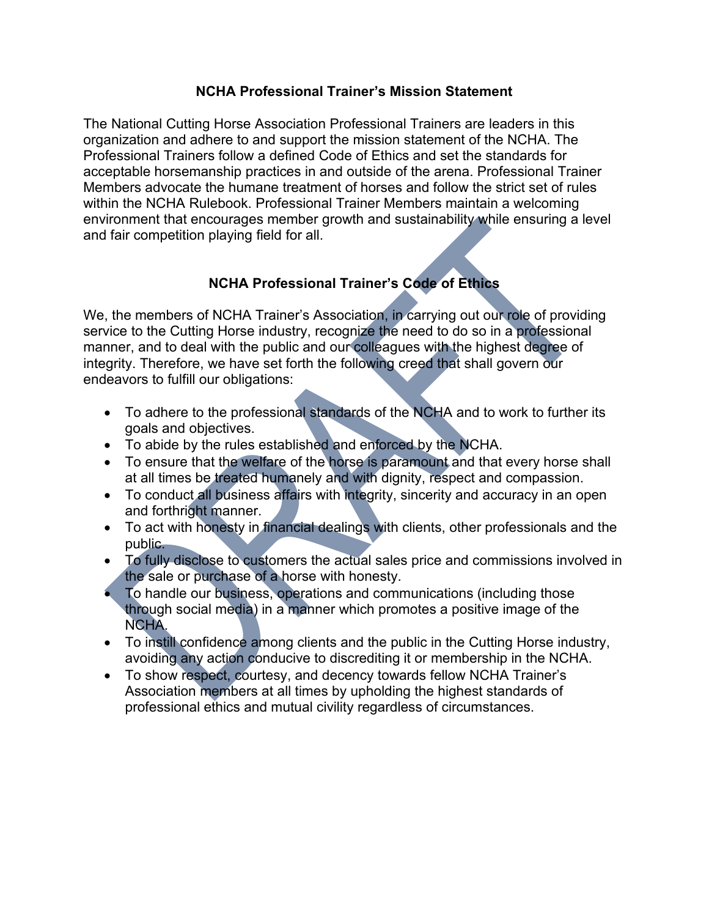**NCHA Professional Trainer's Mission Statement**

The National Cutting Horse Association Professional Trainers are leaders in this organization and adhere to and support the mission statement of the NCHA. The Professional Trainers follow a defined Code of Ethics and set the standards for acceptable horsemanship practices in and outside of the arena. Professional Trainer Members advocate the humane treatment of horses and follow the strict set of rules within the NCHA Rulebook. Professional Trainer Members maintain a welcoming environment that encourages member growth and sustainability while ensuring a level and fair competition playing field for all.

**NCHA Professional Trainer's Code of Ethics**

We, the members of NCHA Trainer's Association, in carrying out our role of providing service to the Cutting Horse industry, recognize the need to do so in a professional manner, and to deal with the public and our colleagues with the highest degree of integrity. Therefore, we have set forth the following creed that shall govern our endeavors to fulfill our obligations:

- To adhere to the professional standards of the NCHA and to work to further its goals and objectives.
- To abide by the rules established and enforced by the NCHA.
- To ensure that the welfare of the horse is paramount and that every horse shall at all times be treated humanely and with dignity, respect and compassion.
- To conduct all business affairs with integrity, sincerity and accuracy in an open and forthright manner.
- To act with honesty in financial dealings with clients, other professionals and the public.
- To fully disclose to customers the actual sales price and commissions involved in the sale or purchase of a horse with honesty.
- To handle our business, operations and communications (including those through social media) in a manner which promotes a positive image of the NCHA.
- To instill confidence among clients and the public in the Cutting Horse industry, avoiding any action conducive to discrediting it or membership in the NCHA.
- To show respect, courtesy, and decency towards fellow NCHA Trainer's Association members at all times by upholding the highest standards of professional ethics and mutual civility regardless of circumstances.